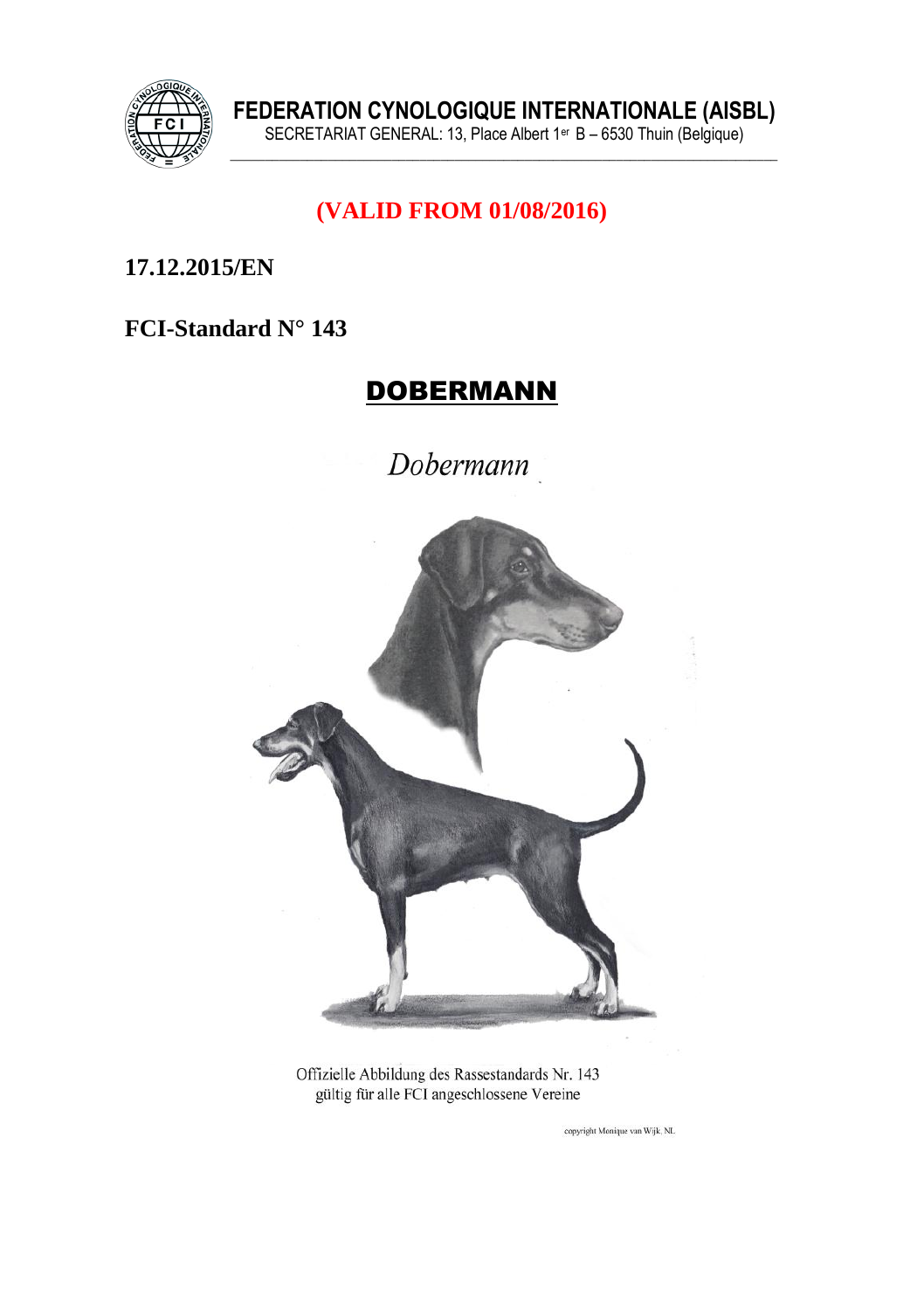**FEDERATION CYNOLOGIQUE INTERNATIONALE (AISBL)**

SECRETARIAT GENERAL: 13, Place Albert 1er B – 6530 Thuin (Belgique)

**(VALID FROM 01/08/2016)**

**17.12.2015/EN**

**FCI-Standard N° 143**

# DOBERMANN

*Dobermann*

Offizielle Abbildung des Rassestandards Nr. 143
gültig für alle FCI angeschlossene Vereine

copyright Monique van Wijk, NL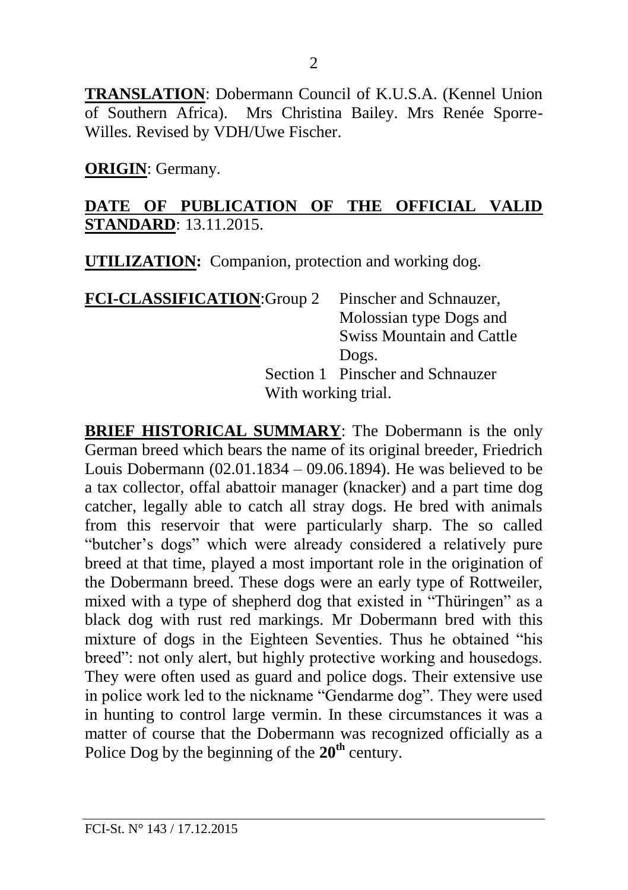**TRANSLATION**: Dobermann Council of K.U.S.A. (Kennel Union of Southern Africa). Mrs Christina Bailey. Mrs Renée Sporre-Willes. Revised by VDH/Uwe Fischer.

**ORIGIN**: Germany.

**DATE OF PUBLICATION OF THE OFFICIAL VALID STANDARD**: 13.11.2015.

**UTILIZATION:** Companion, protection and working dog.

**FCI-CLASSIFICATION**: Group 2 Pinscher and Schnauzer, Molossian type Dogs and Swiss Mountain and Cattle Dogs.
Section 1 Pinscher and Schnauzer
With working trial.

**BRIEF HISTORICAL SUMMARY**: The Dobermann is the only German breed which bears the name of its original breeder, Friedrich Louis Dobermann (02.01.1834 – 09.06.1894). He was believed to be a tax collector, offal abattoir manager (knacker) and a part time dog catcher, legally able to catch all stray dogs. He bred with animals from this reservoir that were particularly sharp. The so called "butcher's dogs" which were already considered a relatively pure breed at that time, played a most important role in the origination of the Dobermann breed. These dogs were an early type of Rottweiler, mixed with a type of shepherd dog that existed in "Thüringen" as a black dog with rust red markings. Mr Dobermann bred with this mixture of dogs in the Eighteen Seventies. Thus he obtained "his breed": not only alert, but highly protective working and housedogs. They were often used as guard and police dogs. Their extensive use in police work led to the nickname "Gendarme dog". They were used in hunting to control large vermin. In these circumstances it was a matter of course that the Dobermann was recognized officially as a Police Dog by the beginning of the **20th** century.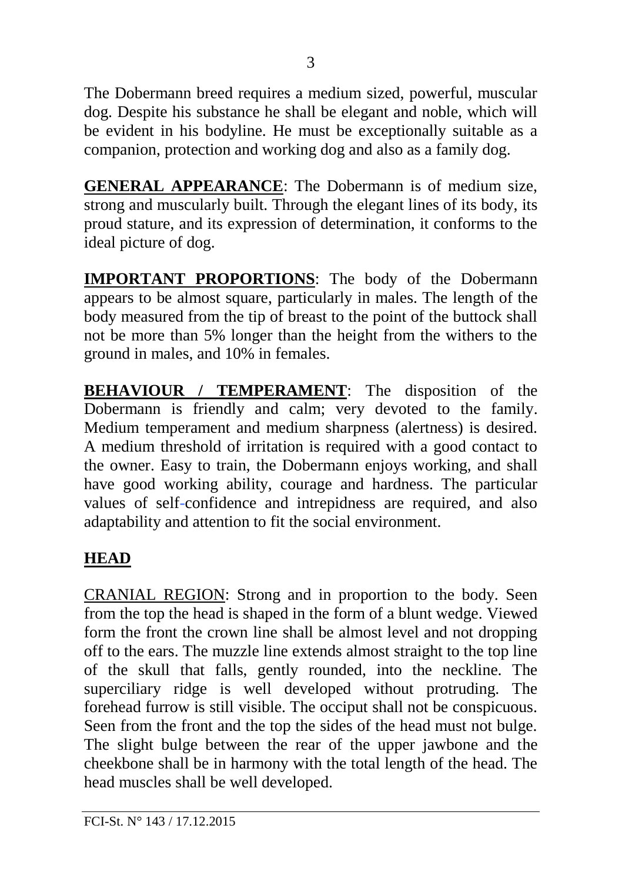The Dobermann breed requires a medium sized, powerful, muscular dog. Despite his substance he shall be elegant and noble, which will be evident in his bodyline. He must be exceptionally suitable as a companion, protection and working dog and also as a family dog.

**GENERAL APPEARANCE**: The Dobermann is of medium size, strong and muscularly built. Through the elegant lines of its body, its proud stature, and its expression of determination, it conforms to the ideal picture of dog.

**IMPORTANT PROPORTIONS**: The body of the Dobermann appears to be almost square, particularly in males. The length of the body measured from the tip of breast to the point of the buttock shall not be more than 5% longer than the height from the withers to the ground in males, and 10% in females.

**BEHAVIOUR / TEMPERAMENT**: The disposition of the Dobermann is friendly and calm; very devoted to the family. Medium temperament and medium sharpness (alertness) is desired. A medium threshold of irritation is required with a good contact to the owner. Easy to train, the Dobermann enjoys working, and shall have good working ability, courage and hardness. The particular values of self-confidence and intrepidness are required, and also adaptability and attention to fit the social environment.

## HEAD

CRANIAL REGION: Strong and in proportion to the body. Seen from the top the head is shaped in the form of a blunt wedge. Viewed form the front the crown line shall be almost level and not dropping off to the ears. The muzzle line extends almost straight to the top line of the skull that falls, gently rounded, into the neckline. The superciliary ridge is well developed without protruding. The forehead furrow is still visible. The occiput shall not be conspicuous. Seen from the front and the top the sides of the head must not bulge. The slight bulge between the rear of the upper jawbone and the cheekbone shall be in harmony with the total length of the head. The head muscles shall be well developed.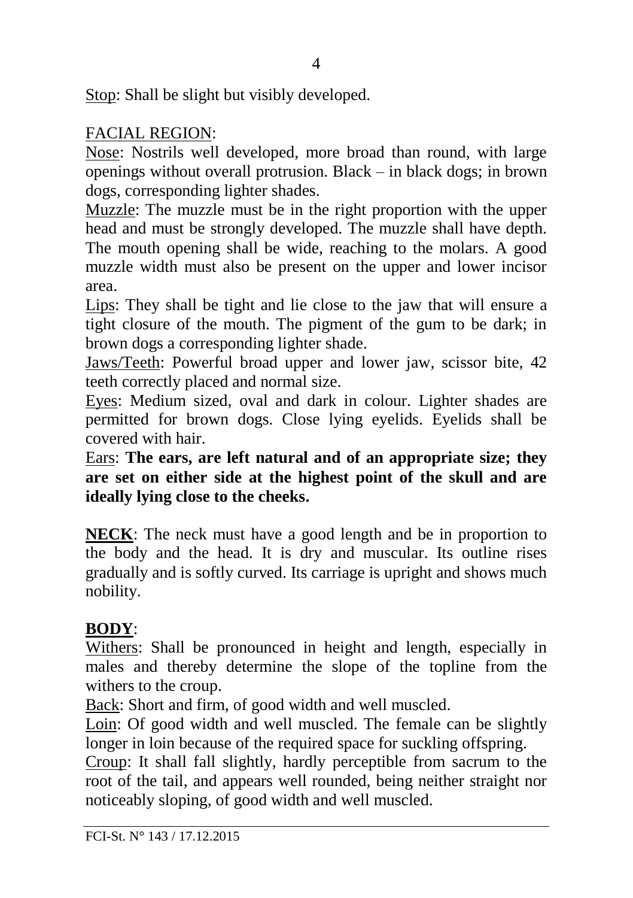Stop: Shall be slight but visibly developed.

FACIAL REGION:

Nose: Nostrils well developed, more broad than round, with large openings without overall protrusion. Black – in black dogs; in brown dogs, corresponding lighter shades.

Muzzle: The muzzle must be in the right proportion with the upper head and must be strongly developed. The muzzle shall have depth. The mouth opening shall be wide, reaching to the molars. A good muzzle width must also be present on the upper and lower incisor area.

Lips: They shall be tight and lie close to the jaw that will ensure a tight closure of the mouth. The pigment of the gum to be dark; in brown dogs a corresponding lighter shade.

Jaws/Teeth: Powerful broad upper and lower jaw, scissor bite, 42 teeth correctly placed and normal size.

Eyes: Medium sized, oval and dark in colour. Lighter shades are permitted for brown dogs. Close lying eyelids. Eyelids shall be covered with hair.

Ears: **The ears, are left natural and of an appropriate size; they are set on either side at the highest point of the skull and are ideally lying close to the cheeks.**

**NECK**: The neck must have a good length and be in proportion to the body and the head. It is dry and muscular. Its outline rises gradually and is softly curved. Its carriage is upright and shows much nobility.

**BODY**:

Withers: Shall be pronounced in height and length, especially in males and thereby determine the slope of the topline from the withers to the croup.

Back: Short and firm, of good width and well muscled.

Loin: Of good width and well muscled. The female can be slightly longer in loin because of the required space for suckling offspring.

Croup: It shall fall slightly, hardly perceptible from sacrum to the root of the tail, and appears well rounded, being neither straight nor noticeably sloping, of good width and well muscled.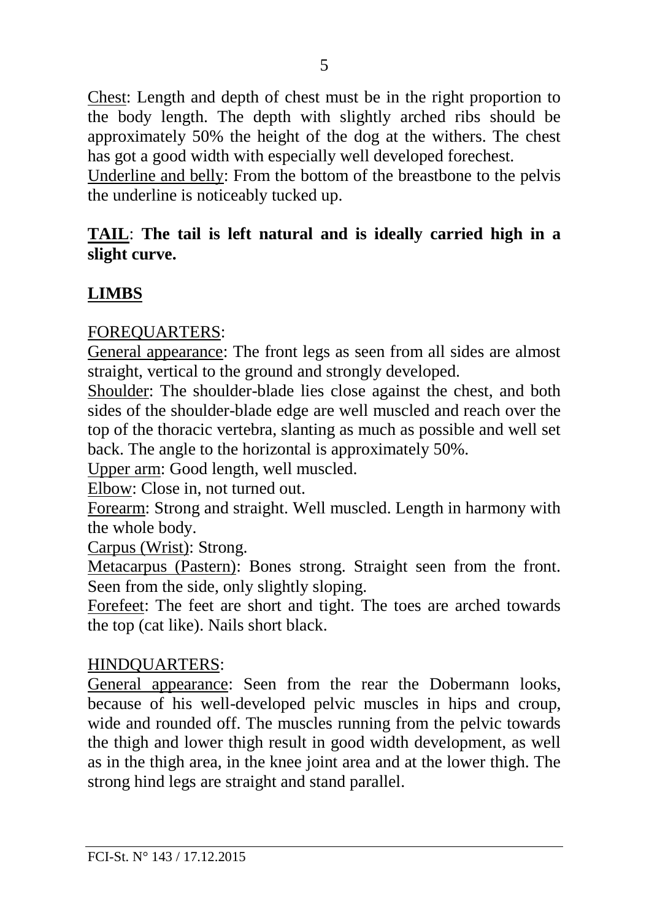Chest: Length and depth of chest must be in the right proportion to the body length. The depth with slightly arched ribs should be approximately 50% the height of the dog at the withers. The chest has got a good width with especially well developed forechest.

Underline and belly: From the bottom of the breastbone to the pelvis the underline is noticeably tucked up.

**TAIL**: **The tail is left natural and is ideally carried high in a slight curve.**

## **LIMBS**

FOREQUARTERS:

General appearance: The front legs as seen from all sides are almost straight, vertical to the ground and strongly developed.

Shoulder: The shoulder-blade lies close against the chest, and both sides of the shoulder-blade edge are well muscled and reach over the top of the thoracic vertebra, slanting as much as possible and well set back. The angle to the horizontal is approximately 50%.

Upper arm: Good length, well muscled.

Elbow: Close in, not turned out.

Forearm: Strong and straight. Well muscled. Length in harmony with the whole body.

Carpus (Wrist): Strong.

Metacarpus (Pastern): Bones strong. Straight seen from the front. Seen from the side, only slightly sloping.

Forefeet: The feet are short and tight. The toes are arched towards the top (cat like). Nails short black.

HINDQUARTERS:

General appearance: Seen from the rear the Dobermann looks, because of his well-developed pelvic muscles in hips and croup, wide and rounded off. The muscles running from the pelvic towards the thigh and lower thigh result in good width development, as well as in the thigh area, in the knee joint area and at the lower thigh. The strong hind legs are straight and stand parallel.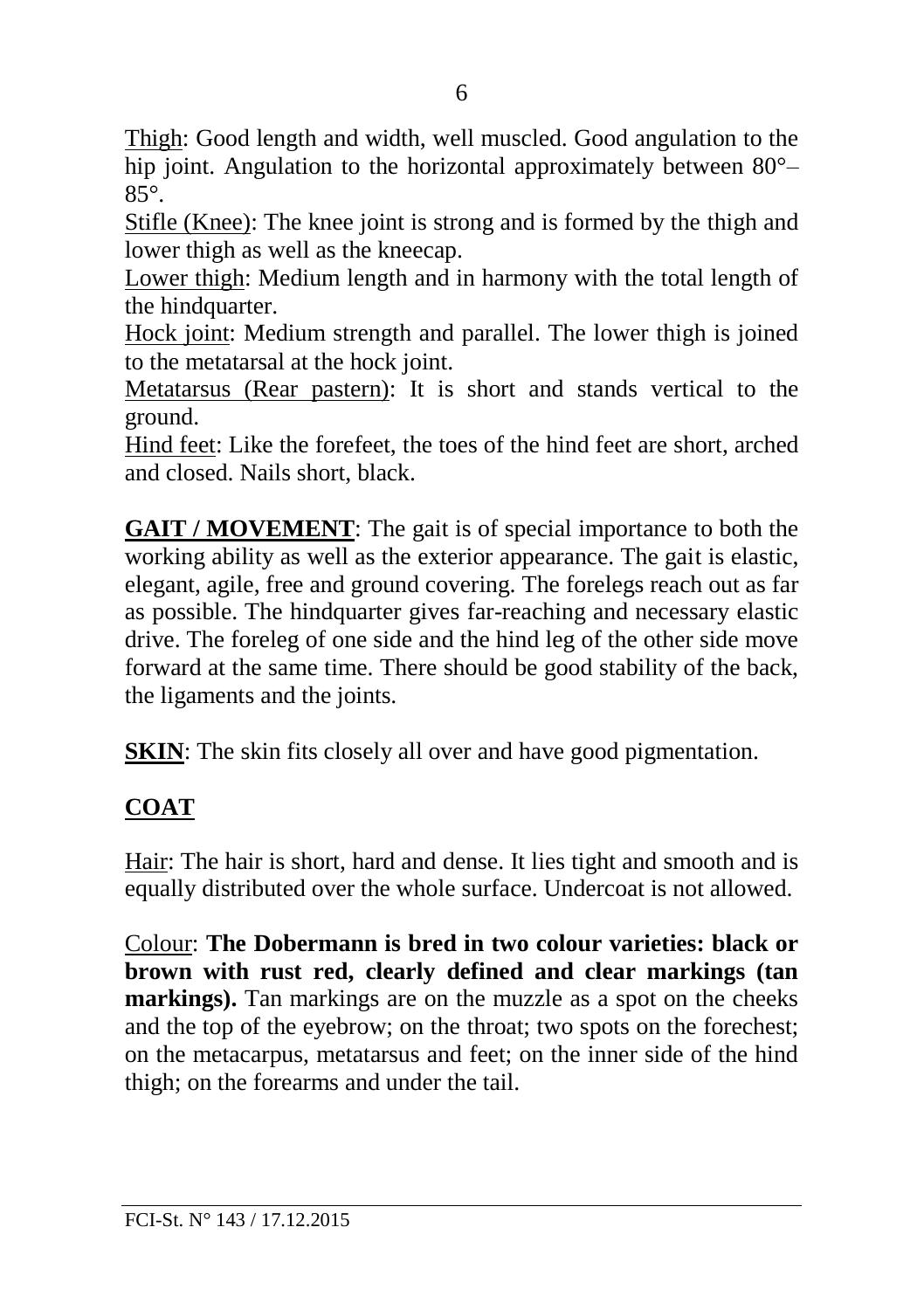Thigh: Good length and width, well muscled. Good angulation to the hip joint. Angulation to the horizontal approximately between 80°–85°.

Stifle (Knee): The knee joint is strong and is formed by the thigh and lower thigh as well as the kneecap.

Lower thigh: Medium length and in harmony with the total length of the hindquarter.

Hock joint: Medium strength and parallel. The lower thigh is joined to the metatarsal at the hock joint.

Metatarsus (Rear pastern): It is short and stands vertical to the ground.

Hind feet: Like the forefeet, the toes of the hind feet are short, arched and closed. Nails short, black.

**GAIT / MOVEMENT**: The gait is of special importance to both the working ability as well as the exterior appearance. The gait is elastic, elegant, agile, free and ground covering. The forelegs reach out as far as possible. The hindquarter gives far-reaching and necessary elastic drive. The foreleg of one side and the hind leg of the other side move forward at the same time. There should be good stability of the back, the ligaments and the joints.

**SKIN**: The skin fits closely all over and have good pigmentation.

## COAT

Hair: The hair is short, hard and dense. It lies tight and smooth and is equally distributed over the whole surface. Undercoat is not allowed.

Colour: **The Dobermann is bred in two colour varieties: black or brown with rust red, clearly defined and clear markings (tan markings).** Tan markings are on the muzzle as a spot on the cheeks and the top of the eyebrow; on the throat; two spots on the forechest; on the metacarpus, metatarsus and feet; on the inner side of the hind thigh; on the forearms and under the tail.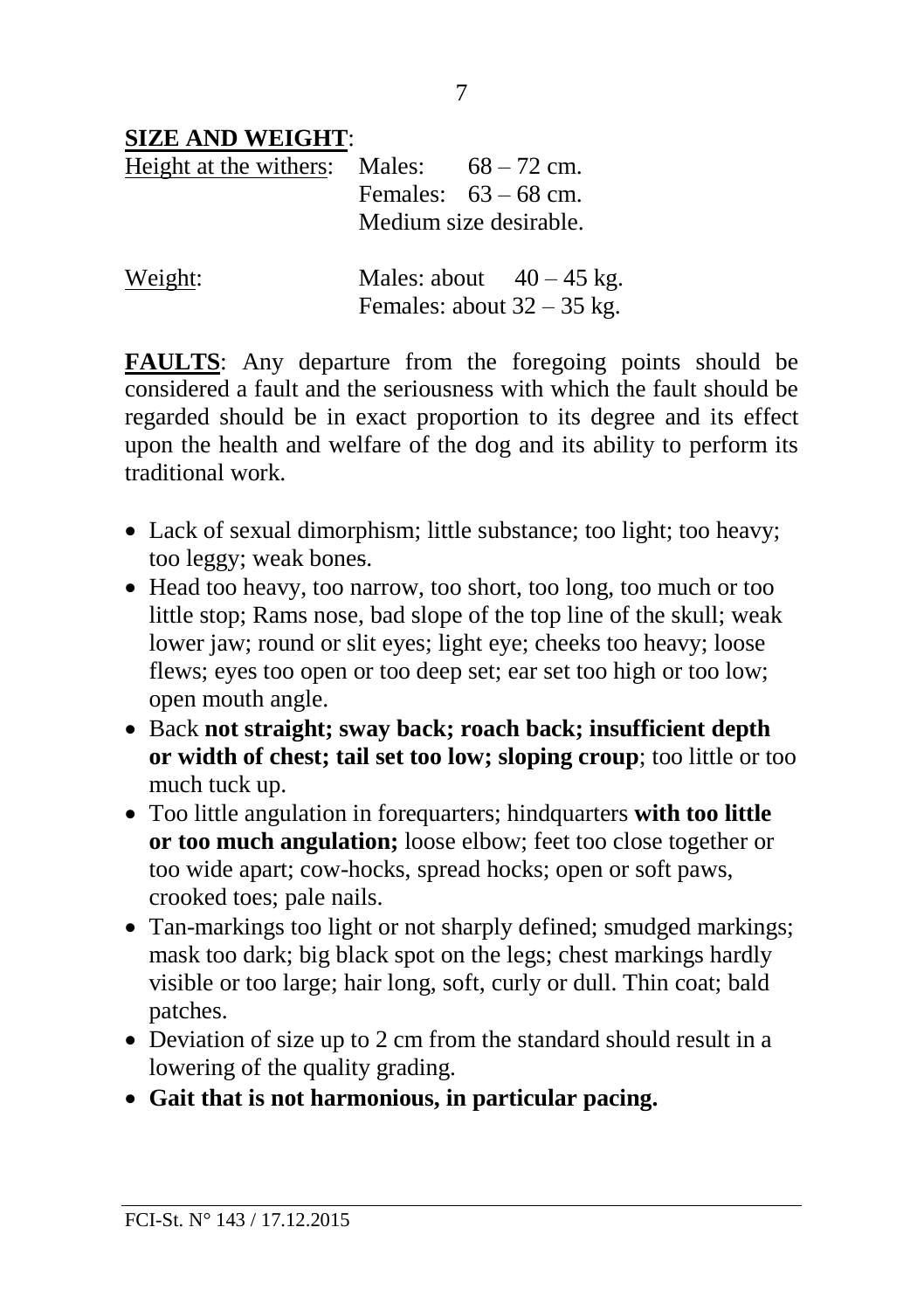**SIZE AND WEIGHT**:

| | | |
|---|---|---|
| Height at the withers: | Males: | 68 – 72 cm. |
| | Females: | 63 – 68 cm. |
| | Medium size desirable. | |
| Weight: | Males: about | 40 – 45 kg. |
| | Females: about | 32 – 35 kg. |

**FAULTS**: Any departure from the foregoing points should be considered a fault and the seriousness with which the fault should be regarded should be in exact proportion to its degree and its effect upon the health and welfare of the dog and its ability to perform its traditional work.

- Lack of sexual dimorphism; little substance; too light; too heavy; too leggy; weak bones.
- Head too heavy, too narrow, too short, too long, too much or too little stop; Rams nose, bad slope of the top line of the skull; weak lower jaw; round or slit eyes; light eye; cheeks too heavy; loose flews; eyes too open or too deep set; ear set too high or too low; open mouth angle.
- Back **not straight; sway back; roach back; insufficient depth or width of chest; tail set too low; sloping croup**; too little or too much tuck up.
- Too little angulation in forequarters; hindquarters **with too little or too much angulation;** loose elbow; feet too close together or too wide apart; cow-hocks, spread hocks; open or soft paws, crooked toes; pale nails.
- Tan-markings too light or not sharply defined; smudged markings; mask too dark; big black spot on the legs; chest markings hardly visible or too large; hair long, soft, curly or dull. Thin coat; bald patches.
- Deviation of size up to 2 cm from the standard should result in a lowering of the quality grading.
- **Gait that is not harmonious, in particular pacing.**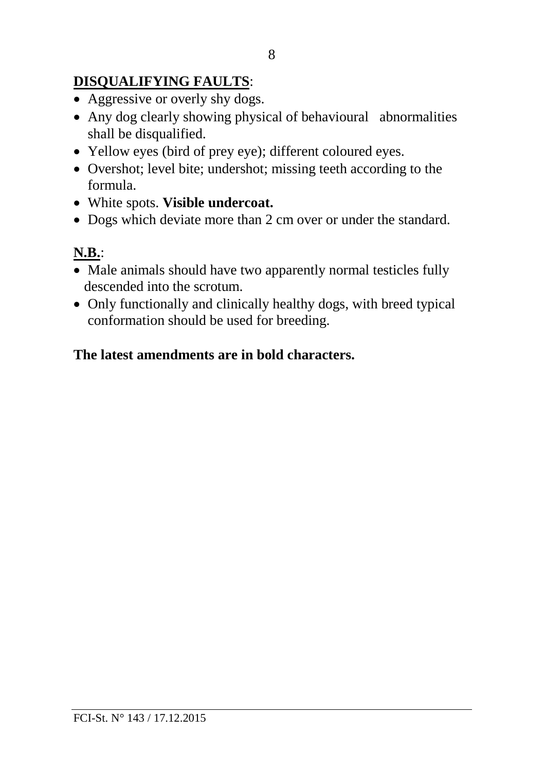**DISQUALIFYING FAULTS**:

- Aggressive or overly shy dogs.
- Any dog clearly showing physical of behavioural abnormalities shall be disqualified.
- Yellow eyes (bird of prey eye); different coloured eyes.
- Overshot; level bite; undershot; missing teeth according to the formula.
- White spots. **Visible undercoat.**
- Dogs which deviate more than 2 cm over or under the standard.

**N.B.**:

- Male animals should have two apparently normal testicles fully descended into the scrotum.
- Only functionally and clinically healthy dogs, with breed typical conformation should be used for breeding.

**The latest amendments are in bold characters.**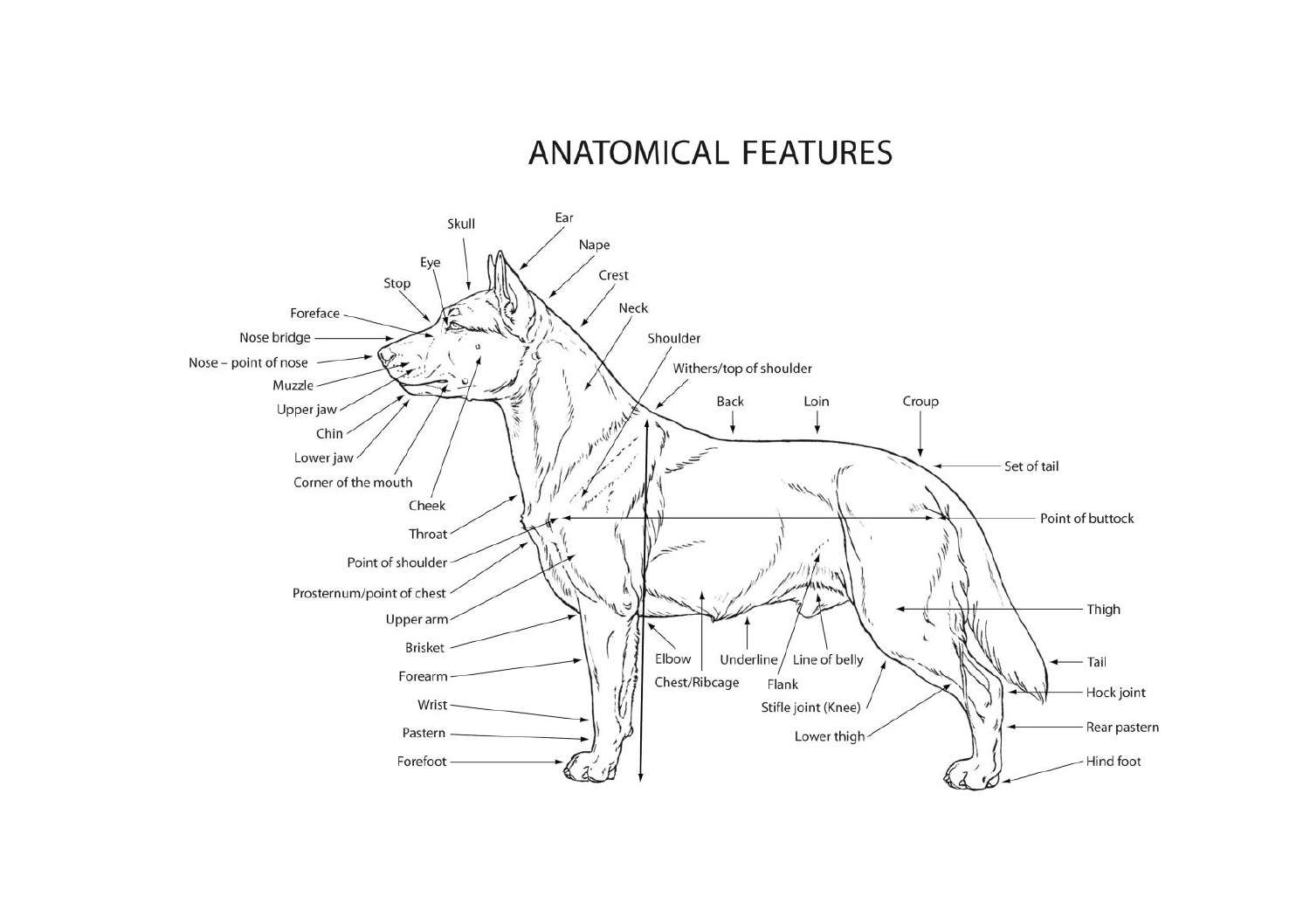# ANATOMICAL FEATURES

Skull
Ear
Nape
Eye
Crest
Stop
Neck
Foreface
Nose bridge
Shoulder
Nose – point of nose
Withers/top of shoulder
Muzzle
Back
Loin
Croup
Upper jaw
Chin
Set of tail
Lower jaw
Corner of the mouth
Cheek
Point of buttock
Throat
Point of shoulder
Prosternum/point of chest
Thigh
Upper arm
Brisket
Elbow
Underline
Line of belly
Tail
Forearm
Chest/Ribcage
Flank
Hock joint
Wrist
Stifle joint (Knee)
Rear pastern
Pastern
Lower thigh
Forefoot
Hind foot